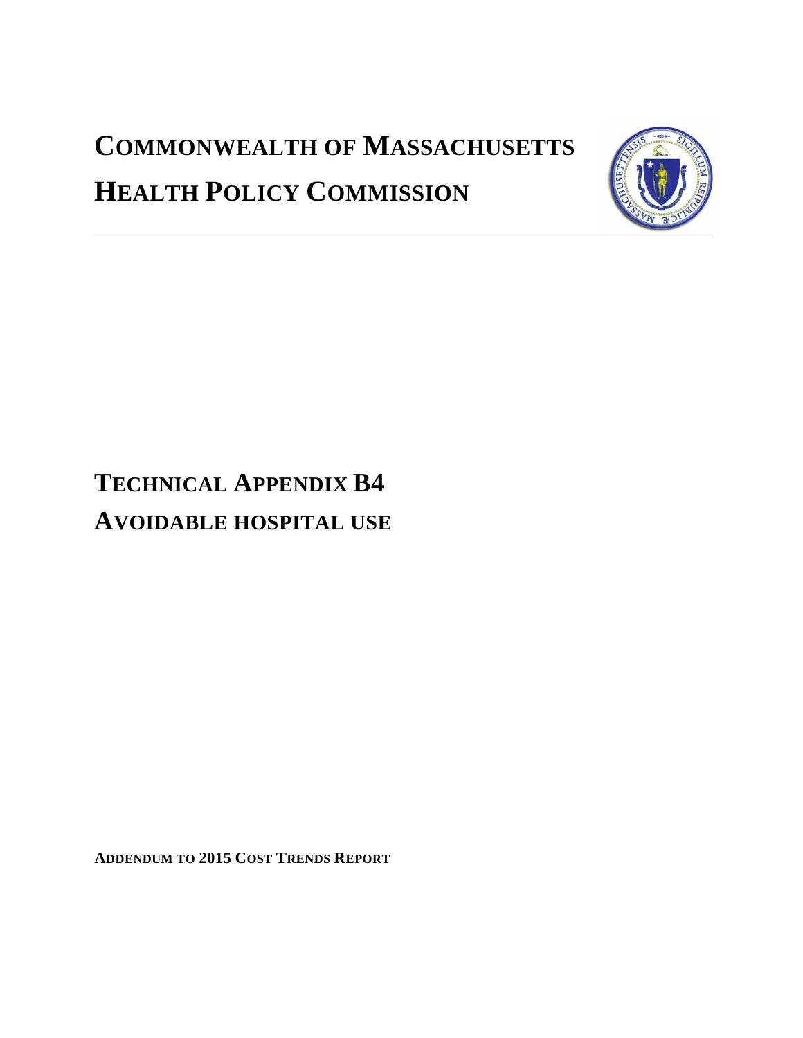# COMMONWEALTH OF MASSACHUSETTS

# HEALTH POLICY COMMISSION

# TECHNICAL APPENDIX B4

# AVOIDABLE HOSPITAL USE

**ADDENDUM TO 2015 COST TRENDS REPORT**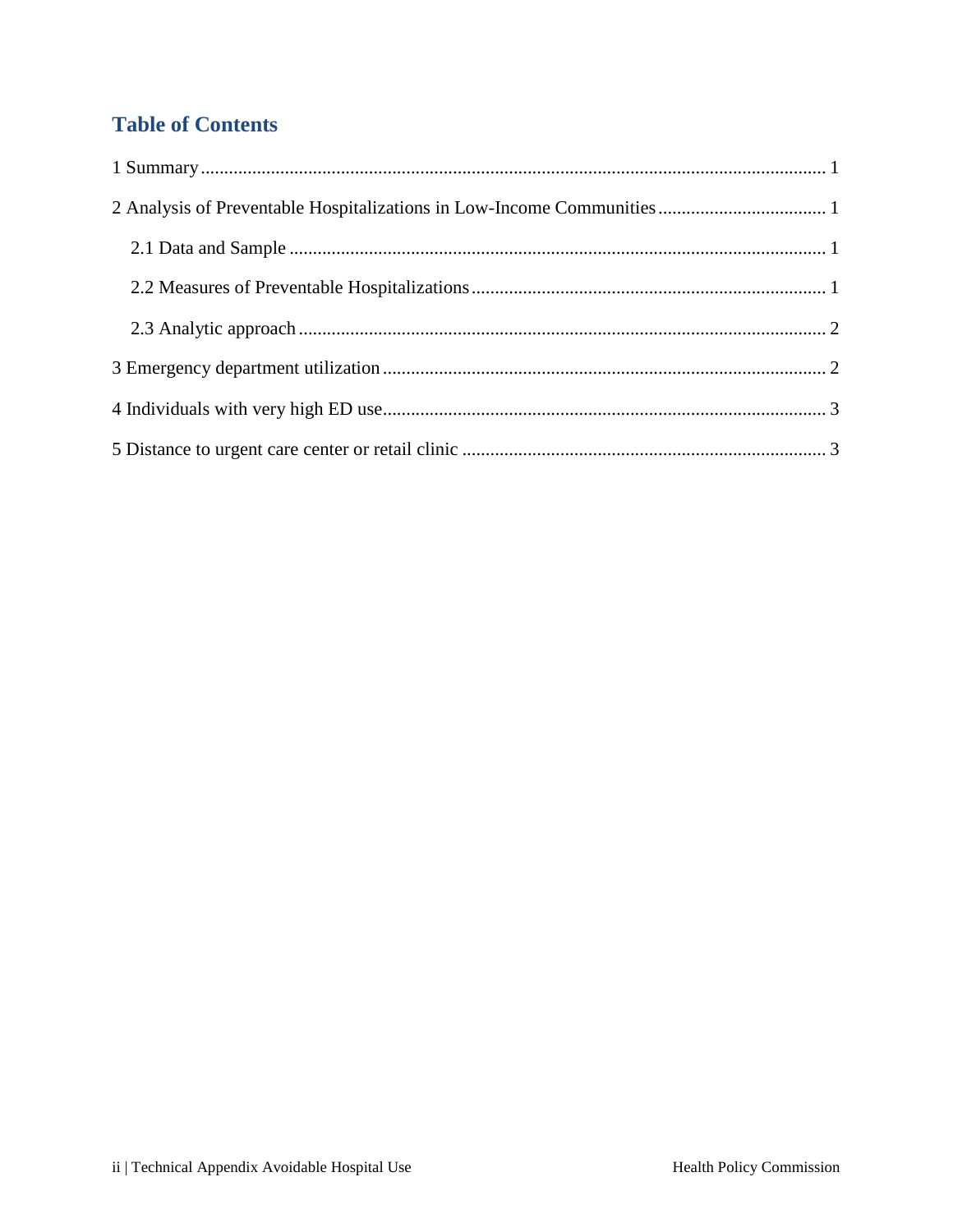## Table of Contents

1 Summary ........................................................................................................................ 1

2 Analysis of Preventable Hospitalizations in Low-Income Communities .................................... 1

  2.1 Data and Sample ..................................................................................................... 1

  2.2 Measures of Preventable Hospitalizations ............................................................................ 1

  2.3 Analytic approach ................................................................................................... 2

3 Emergency department utilization ................................................................................. 2

4 Individuals with very high ED use .................................................................................. 3

5 Distance to urgent care center or retail clinic ................................................................... 3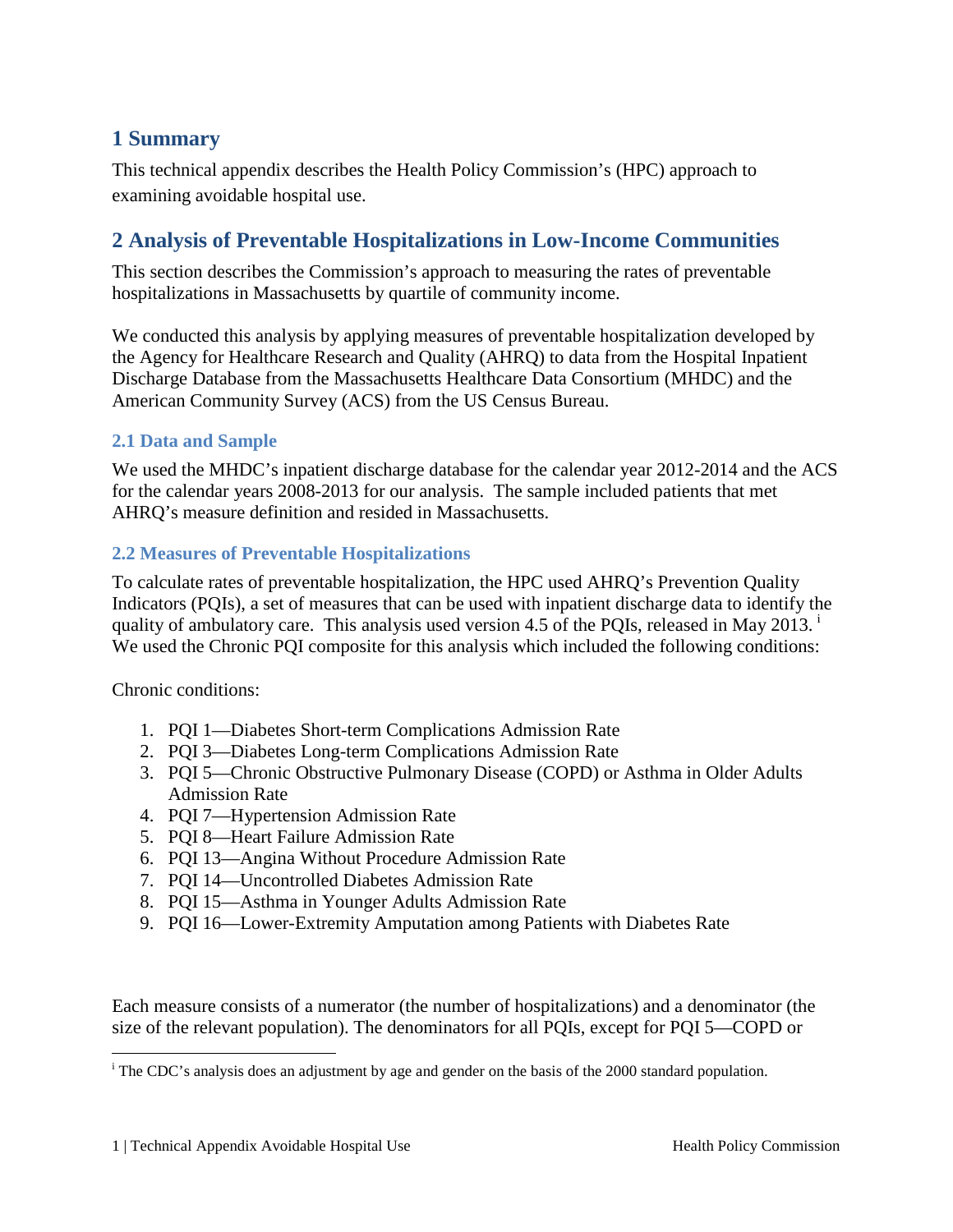# 1 Summary

This technical appendix describes the Health Policy Commission's (HPC) approach to examining avoidable hospital use.

# 2 Analysis of Preventable Hospitalizations in Low-Income Communities

This section describes the Commission's approach to measuring the rates of preventable hospitalizations in Massachusetts by quartile of community income.

We conducted this analysis by applying measures of preventable hospitalization developed by the Agency for Healthcare Research and Quality (AHRQ) to data from the Hospital Inpatient Discharge Database from the Massachusetts Healthcare Data Consortium (MHDC) and the American Community Survey (ACS) from the US Census Bureau.

## 2.1 Data and Sample

We used the MHDC's inpatient discharge database for the calendar year 2012-2014 and the ACS for the calendar years 2008-2013 for our analysis. The sample included patients that met AHRQ's measure definition and resided in Massachusetts.

## 2.2 Measures of Preventable Hospitalizations

To calculate rates of preventable hospitalization, the HPC used AHRQ's Prevention Quality Indicators (PQIs), a set of measures that can be used with inpatient discharge data to identify the quality of ambulatory care. This analysis used version 4.5 of the PQIs, released in May 2013. [i] We used the Chronic PQI composite for this analysis which included the following conditions:

Chronic conditions:

1. PQI 1—Diabetes Short-term Complications Admission Rate
2. PQI 3—Diabetes Long-term Complications Admission Rate
3. PQI 5—Chronic Obstructive Pulmonary Disease (COPD) or Asthma in Older Adults Admission Rate
4. PQI 7—Hypertension Admission Rate
5. PQI 8—Heart Failure Admission Rate
6. PQI 13—Angina Without Procedure Admission Rate
7. PQI 14—Uncontrolled Diabetes Admission Rate
8. PQI 15—Asthma in Younger Adults Admission Rate
9. PQI 16—Lower-Extremity Amputation among Patients with Diabetes Rate

Each measure consists of a numerator (the number of hospitalizations) and a denominator (the size of the relevant population). The denominators for all PQIs, except for PQI 5—COPD or

[i] The CDC's analysis does an adjustment by age and gender on the basis of the 2000 standard population.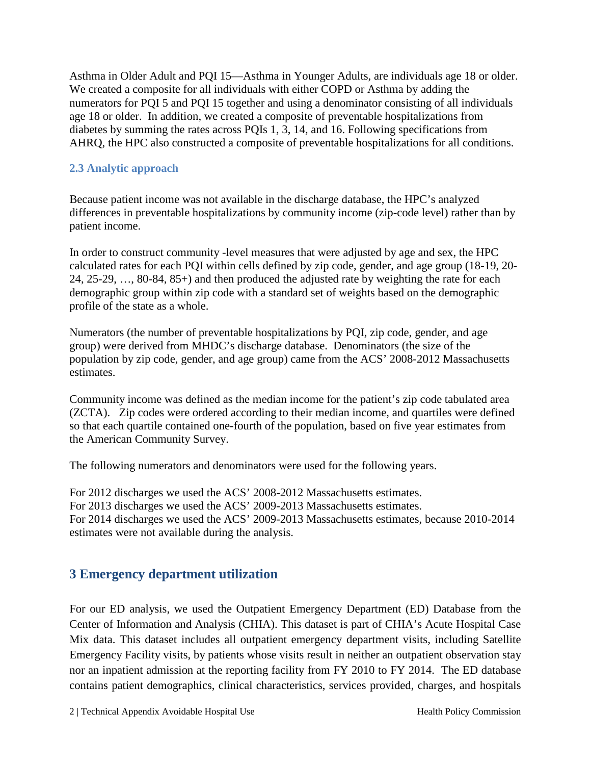Asthma in Older Adult and PQI 15—Asthma in Younger Adults, are individuals age 18 or older. We created a composite for all individuals with either COPD or Asthma by adding the numerators for PQI 5 and PQI 15 together and using a denominator consisting of all individuals age 18 or older. In addition, we created a composite of preventable hospitalizations from diabetes by summing the rates across PQIs 1, 3, 14, and 16. Following specifications from AHRQ, the HPC also constructed a composite of preventable hospitalizations for all conditions.

### 2.3 Analytic approach

Because patient income was not available in the discharge database, the HPC's analyzed differences in preventable hospitalizations by community income (zip-code level) rather than by patient income.

In order to construct community -level measures that were adjusted by age and sex, the HPC calculated rates for each PQI within cells defined by zip code, gender, and age group (18-19, 20-24, 25-29, …, 80-84, 85+) and then produced the adjusted rate by weighting the rate for each demographic group within zip code with a standard set of weights based on the demographic profile of the state as a whole.

Numerators (the number of preventable hospitalizations by PQI, zip code, gender, and age group) were derived from MHDC's discharge database. Denominators (the size of the population by zip code, gender, and age group) came from the ACS' 2008-2012 Massachusetts estimates.

Community income was defined as the median income for the patient's zip code tabulated area (ZCTA). Zip codes were ordered according to their median income, and quartiles were defined so that each quartile contained one-fourth of the population, based on five year estimates from the American Community Survey.

The following numerators and denominators were used for the following years.

For 2012 discharges we used the ACS' 2008-2012 Massachusetts estimates.
For 2013 discharges we used the ACS' 2009-2013 Massachusetts estimates.
For 2014 discharges we used the ACS' 2009-2013 Massachusetts estimates, because 2010-2014 estimates were not available during the analysis.

## 3 Emergency department utilization

For our ED analysis, we used the Outpatient Emergency Department (ED) Database from the Center of Information and Analysis (CHIA). This dataset is part of CHIA's Acute Hospital Case Mix data. This dataset includes all outpatient emergency department visits, including Satellite Emergency Facility visits, by patients whose visits result in neither an outpatient observation stay nor an inpatient admission at the reporting facility from FY 2010 to FY 2014. The ED database contains patient demographics, clinical characteristics, services provided, charges, and hospitals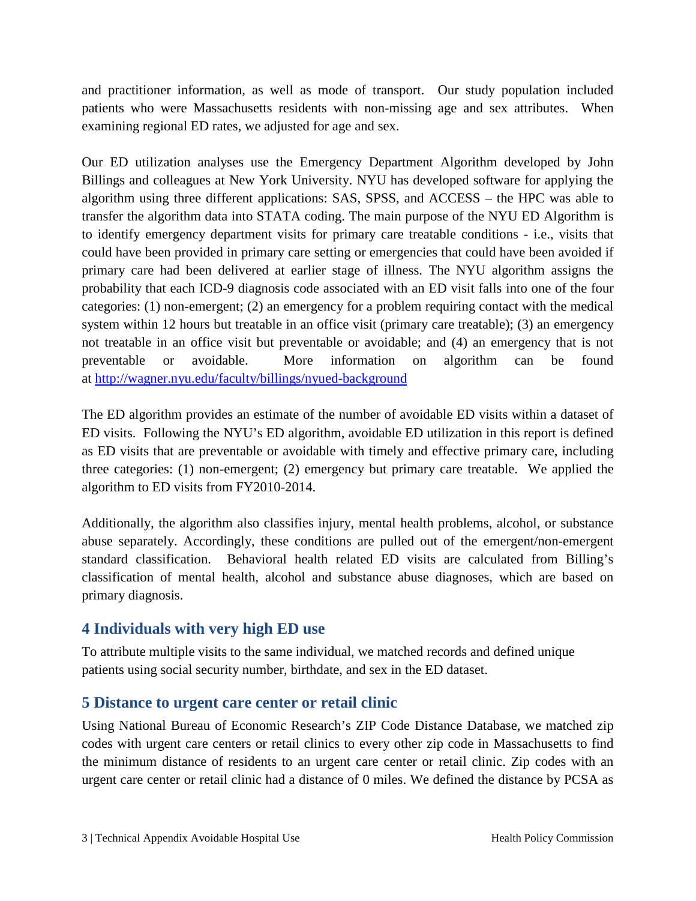and practitioner information, as well as mode of transport. Our study population included patients who were Massachusetts residents with non-missing age and sex attributes. When examining regional ED rates, we adjusted for age and sex.

Our ED utilization analyses use the Emergency Department Algorithm developed by John Billings and colleagues at New York University. NYU has developed software for applying the algorithm using three different applications: SAS, SPSS, and ACCESS – the HPC was able to transfer the algorithm data into STATA coding. The main purpose of the NYU ED Algorithm is to identify emergency department visits for primary care treatable conditions - i.e., visits that could have been provided in primary care setting or emergencies that could have been avoided if primary care had been delivered at earlier stage of illness. The NYU algorithm assigns the probability that each ICD-9 diagnosis code associated with an ED visit falls into one of the four categories: (1) non-emergent; (2) an emergency for a problem requiring contact with the medical system within 12 hours but treatable in an office visit (primary care treatable); (3) an emergency not treatable in an office visit but preventable or avoidable; and (4) an emergency that is not preventable or avoidable. More information on algorithm can be found at http://wagner.nyu.edu/faculty/billings/nyued-background

The ED algorithm provides an estimate of the number of avoidable ED visits within a dataset of ED visits. Following the NYU's ED algorithm, avoidable ED utilization in this report is defined as ED visits that are preventable or avoidable with timely and effective primary care, including three categories: (1) non-emergent; (2) emergency but primary care treatable. We applied the algorithm to ED visits from FY2010-2014.

Additionally, the algorithm also classifies injury, mental health problems, alcohol, or substance abuse separately. Accordingly, these conditions are pulled out of the emergent/non-emergent standard classification. Behavioral health related ED visits are calculated from Billing's classification of mental health, alcohol and substance abuse diagnoses, which are based on primary diagnosis.

## 4 Individuals with very high ED use

To attribute multiple visits to the same individual, we matched records and defined unique patients using social security number, birthdate, and sex in the ED dataset.

## 5 Distance to urgent care center or retail clinic

Using National Bureau of Economic Research's ZIP Code Distance Database, we matched zip codes with urgent care centers or retail clinics to every other zip code in Massachusetts to find the minimum distance of residents to an urgent care center or retail clinic. Zip codes with an urgent care center or retail clinic had a distance of 0 miles. We defined the distance by PCSA as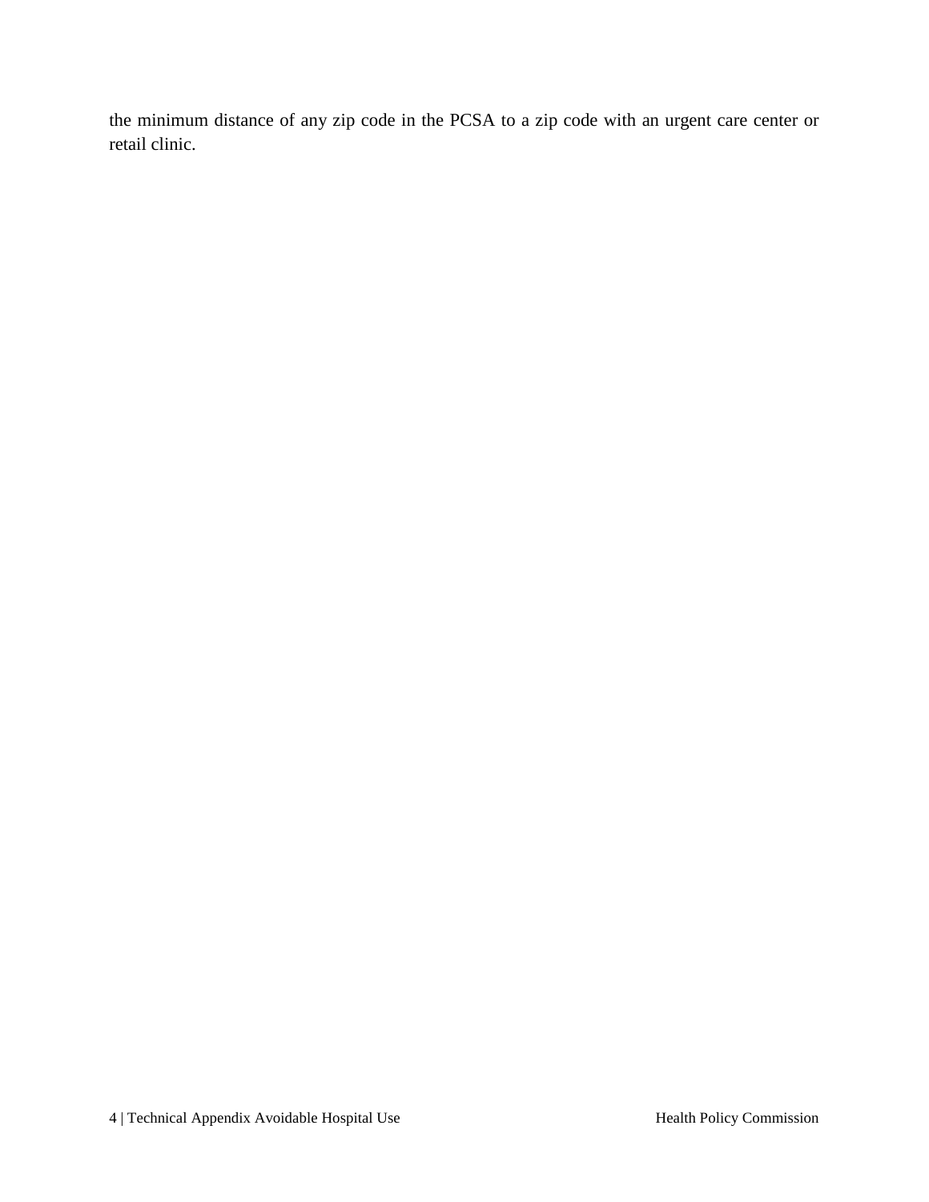the minimum distance of any zip code in the PCSA to a zip code with an urgent care center or retail clinic.